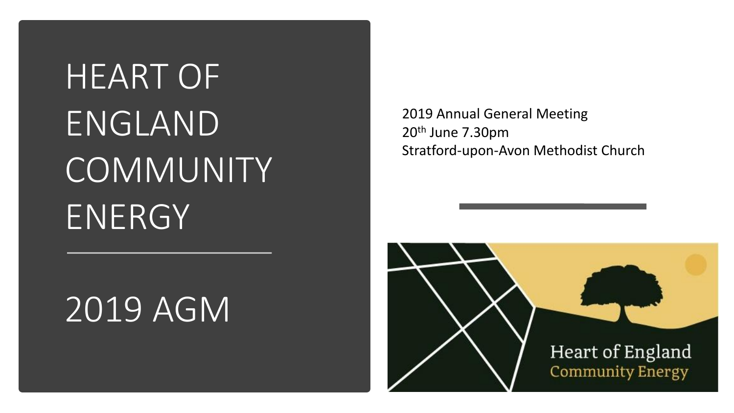# HEART OF ENGLAND COMMUNITY ENERGY

## 2019 AGM

2019 Annual General Meeting
20th June 7.30pm
Stratford-upon-Avon Methodist Church

Heart of England
Community Energy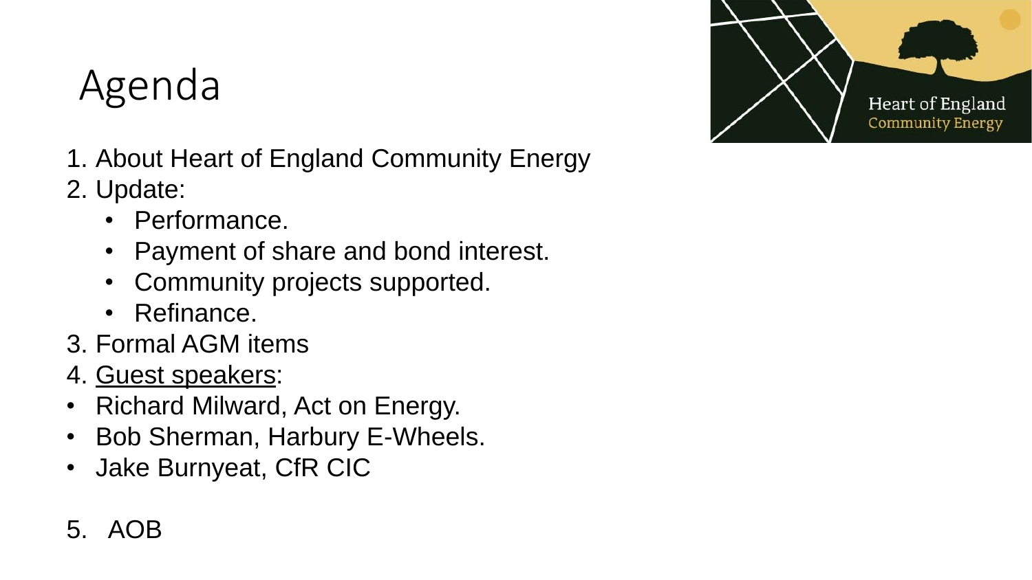# Agenda

1. About Heart of England Community Energy
2. Update:
   - Performance.
   - Payment of share and bond interest.
   - Community projects supported.
   - Refinance.
3. Formal AGM items
4. <u>Guest speakers</u>:

- Richard Milward, Act on Energy.
- Bob Sherman, Harbury E-Wheels.
- Jake Burnyeat, CfR CIC

5. AOB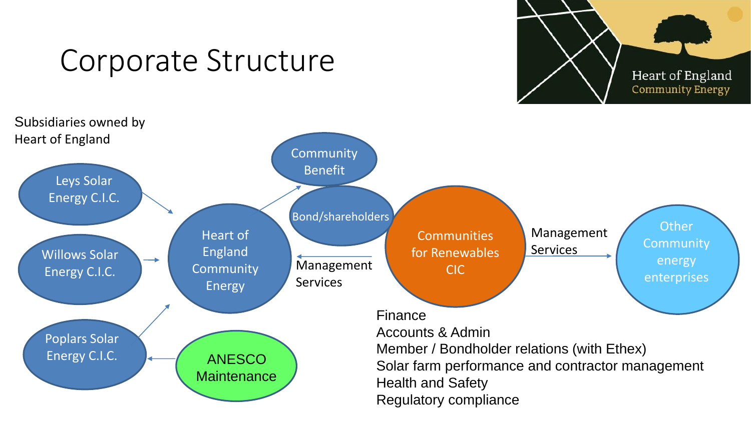# Corporate Structure

Heart of England
Community Energy

Subsidiaries owned by Heart of England

Leys Solar Energy C.I.C.

Willows Solar Energy C.I.C.

Poplars Solar Energy C.I.C.

ANESCO Maintenance

Heart of England Community Energy

Community Benefit

Bond/shareholders

Management Services

Communities for Renewables CIC

Management Services

Other Community energy enterprises

Finance
Accounts & Admin
Member / Bondholder relations (with Ethex)
Solar farm performance and contractor management
Health and Safety
Regulatory compliance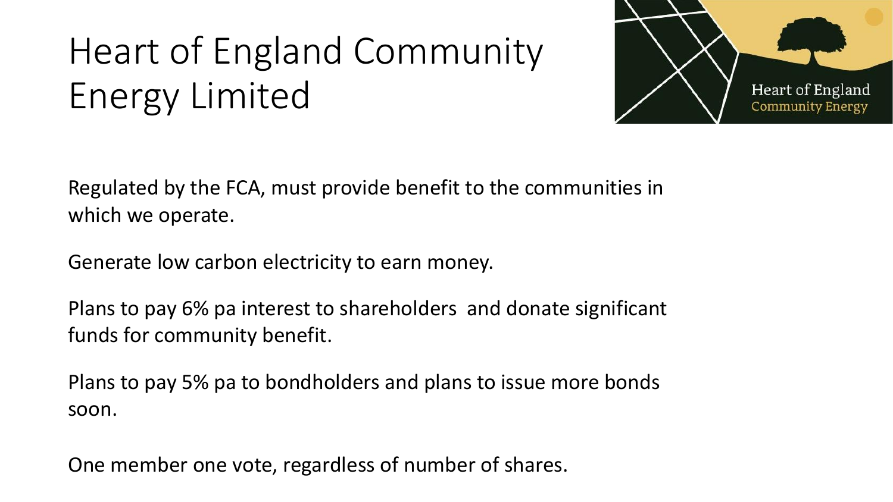# Heart of England Community Energy Limited

Regulated by the FCA, must provide benefit to the communities in which we operate.

Generate low carbon electricity to earn money.

Plans to pay 6% pa interest to shareholders and donate significant funds for community benefit.

Plans to pay 5% pa to bondholders and plans to issue more bonds soon.

One member one vote, regardless of number of shares.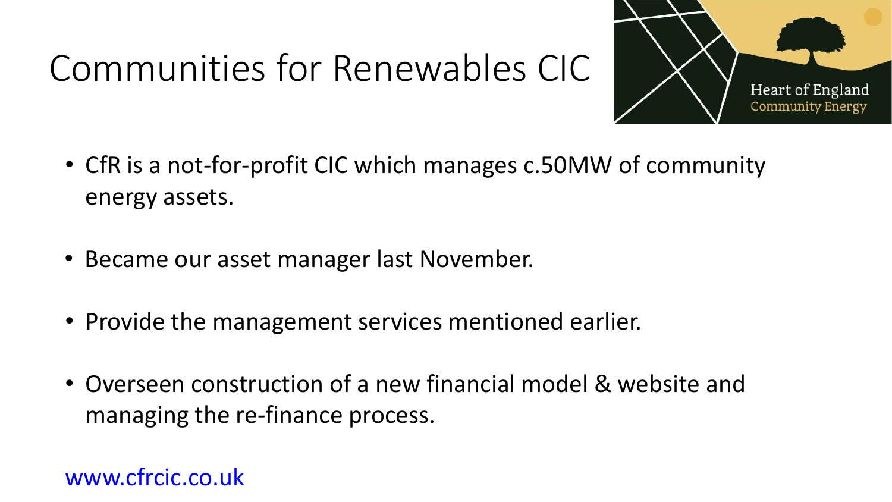# Communities for Renewables CIC

Heart of England Community Energy

- CfR is a not-for-profit CIC which manages c.50MW of community energy assets.
- Became our asset manager last November.
- Provide the management services mentioned earlier.
- Overseen construction of a new financial model & website and managing the re-finance process.

www.cfrcic.co.uk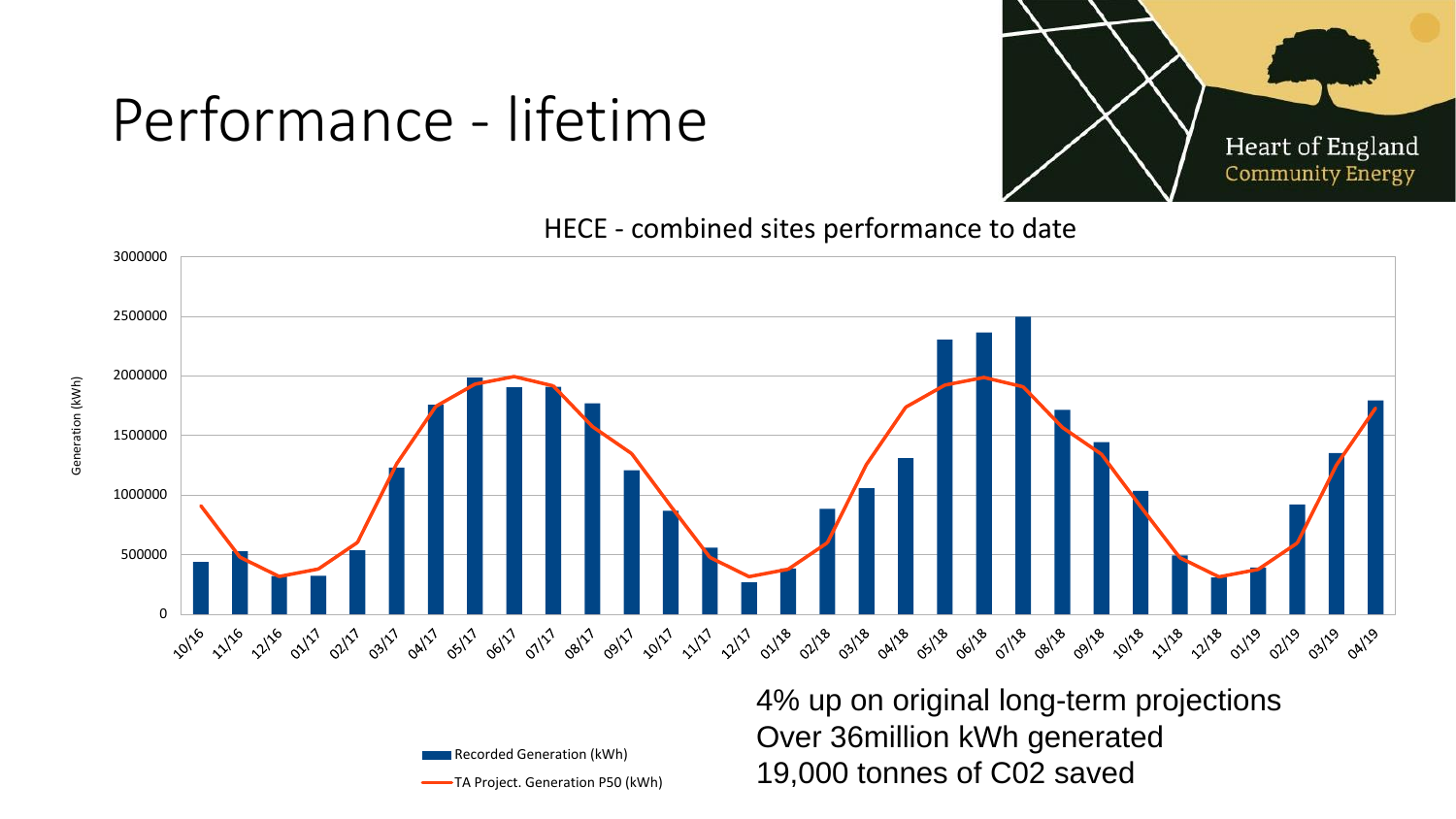# Performance - lifetime

Heart of England Community Energy

HECE - combined sites performance to date

Generation (kWh)

3000000
2500000
2000000
1500000
1000000
500000
0

10/16 11/16 12/16 01/17 02/17 03/17 04/17 05/17 06/17 07/17 08/17 09/17 10/17 11/17 12/17 01/18 02/18 03/18 04/18 05/18 06/18 07/18 08/18 09/18 10/18 11/18 12/18 01/19 02/19 03/19 04/19

Recorded Generation (kWh)

TA Project. Generation P50 (kWh)

4% up on original long-term projections
Over 36million kWh generated
19,000 tonnes of C02 saved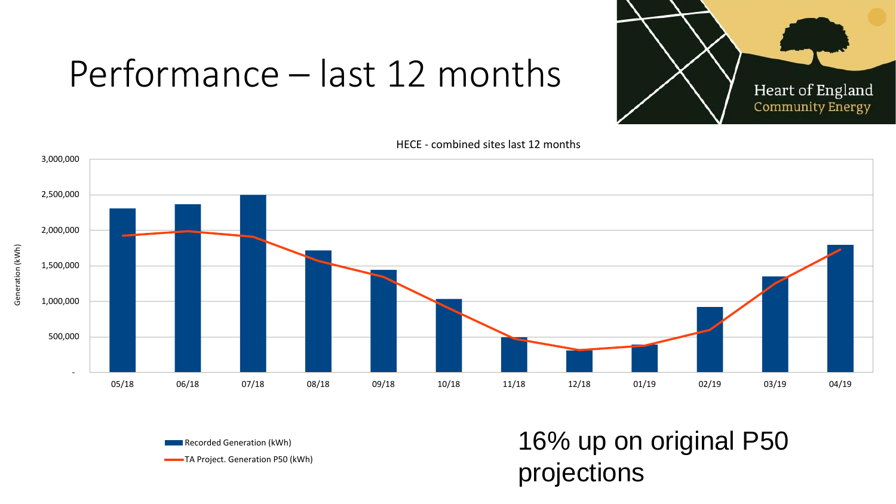# Performance – last 12 months

Heart of England Community Energy

HECE - combined sites last 12 months

Generation (kWh)

3,000,000
2,500,000
2,000,000
1,500,000
1,000,000
500,000
-

05/18 06/18 07/18 08/18 09/18 10/18 11/18 12/18 01/19 02/19 03/19 04/19

Recorded Generation (kWh)

TA Project. Generation P50 (kWh)

16% up on original P50 projections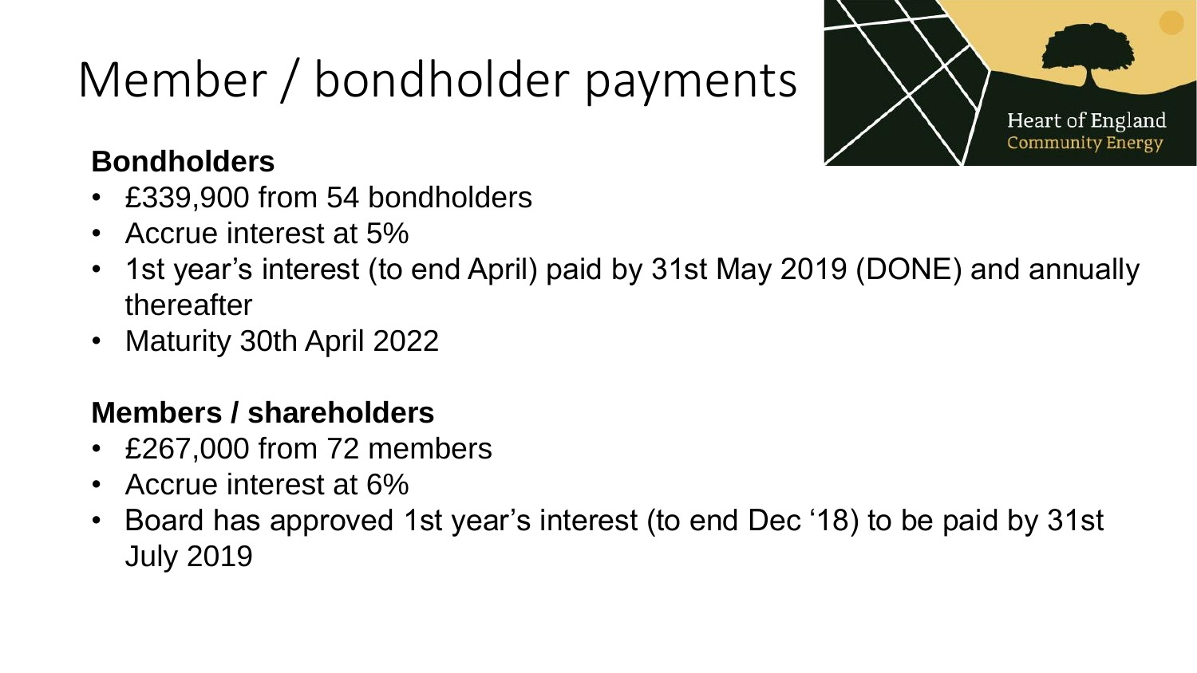# Member / bondholder payments

Heart of England Community Energy

**Bondholders**

- £339,900 from 54 bondholders
- Accrue interest at 5%
- 1st year's interest (to end April) paid by 31st May 2019 (DONE) and annually thereafter
- Maturity 30th April 2022

**Members / shareholders**

- £267,000 from 72 members
- Accrue interest at 6%
- Board has approved 1st year's interest (to end Dec '18) to be paid by 31st July 2019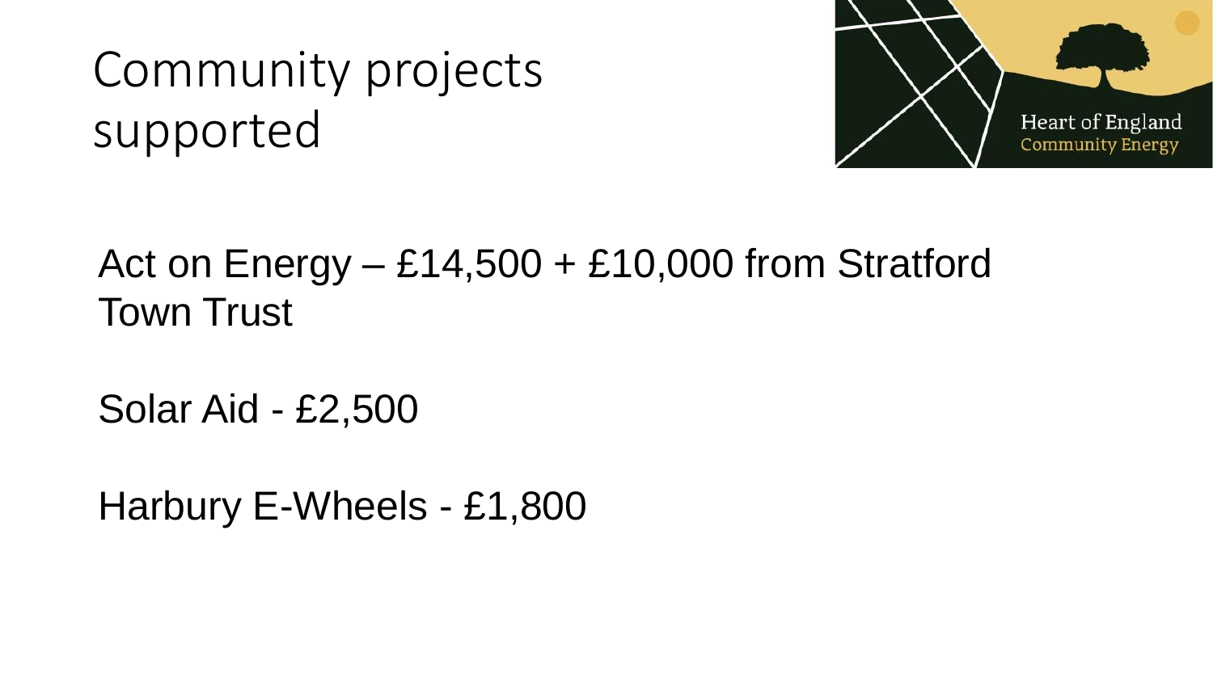# Community projects supported

Heart of England Community Energy

Act on Energy – £14,500 + £10,000 from Stratford Town Trust

Solar Aid - £2,500

Harbury E-Wheels - £1,800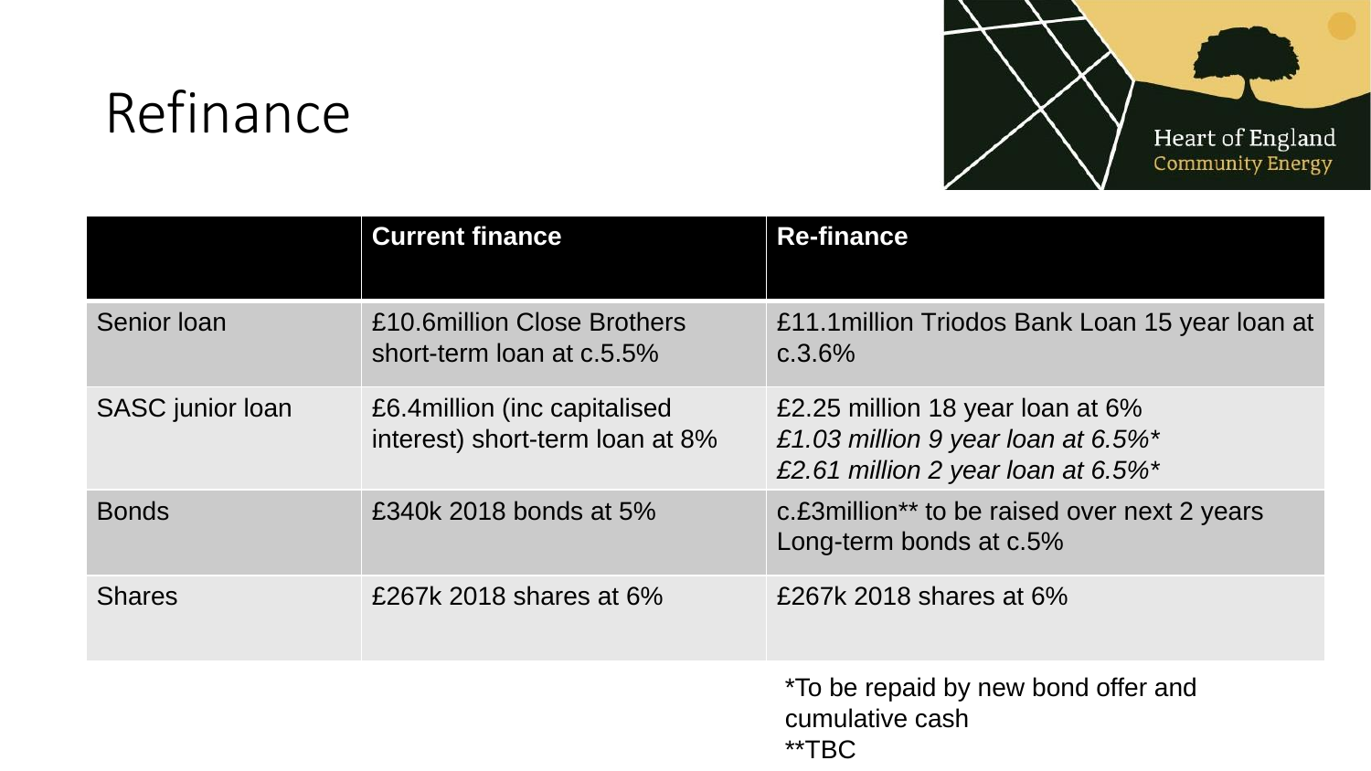# Refinance

| | Current finance | Re-finance |
|---|---|---|
| Senior loan | £10.6million Close Brothers short-term loan at c.5.5% | £11.1million Triodos Bank Loan 15 year loan at c.3.6% |
| SASC junior loan | £6.4million (inc capitalised interest) short-term loan at 8% | £2.25 million 18 year loan at 6%<br>*£1.03 million 9 year loan at 6.5%**<br>*£2.61 million 2 year loan at 6.5%** |
| Bonds | £340k 2018 bonds at 5% | c.£3million** to be raised over next 2 years<br>Long-term bonds at c.5% |
| Shares | £267k 2018 shares at 6% | £267k 2018 shares at 6% |

*To be repaid by new bond offer and cumulative cash

**TBC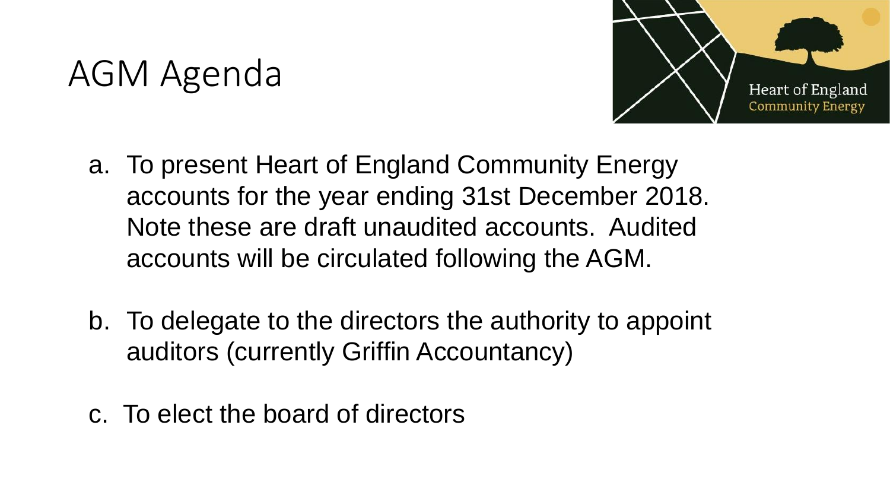# AGM Agenda

Heart of England Community Energy

a. To present Heart of England Community Energy accounts for the year ending 31st December 2018. Note these are draft unaudited accounts. Audited accounts will be circulated following the AGM.

b. To delegate to the directors the authority to appoint auditors (currently Griffin Accountancy)

c. To elect the board of directors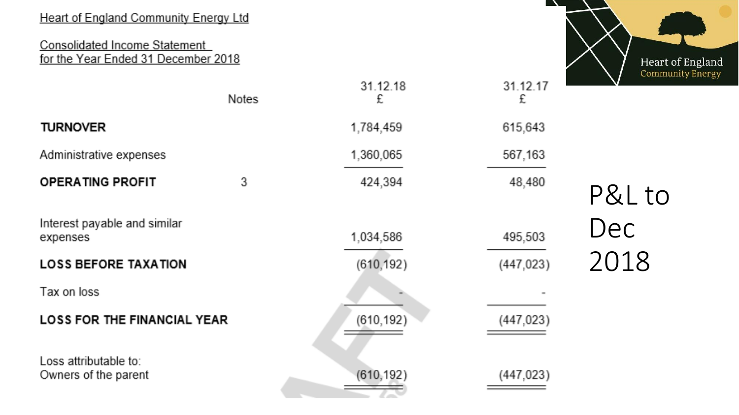Heart of England Community Energy Ltd

Consolidated Income Statement
for the Year Ended 31 December 2018

| | Notes | 31.12.18 £ | 31.12.17 £ |
|---|---|---|---|
| **TURNOVER** | | 1,784,459 | 615,643 |
| Administrative expenses | | 1,360,065 | 567,163 |
| **OPERATING PROFIT** | 3 | 424,394 | 48,480 |
| Interest payable and similar expenses | | 1,034,586 | 495,503 |
| **LOSS BEFORE TAXATION** | | (610,192) | (447,023) |
| Tax on loss | | - | - |
| **LOSS FOR THE FINANCIAL YEAR** | | (610,192) | (447,023) |
| Loss attributable to: Owners of the parent | | (610,192) | (447,023) |

Heart of England Community Energy

P&L to Dec 2018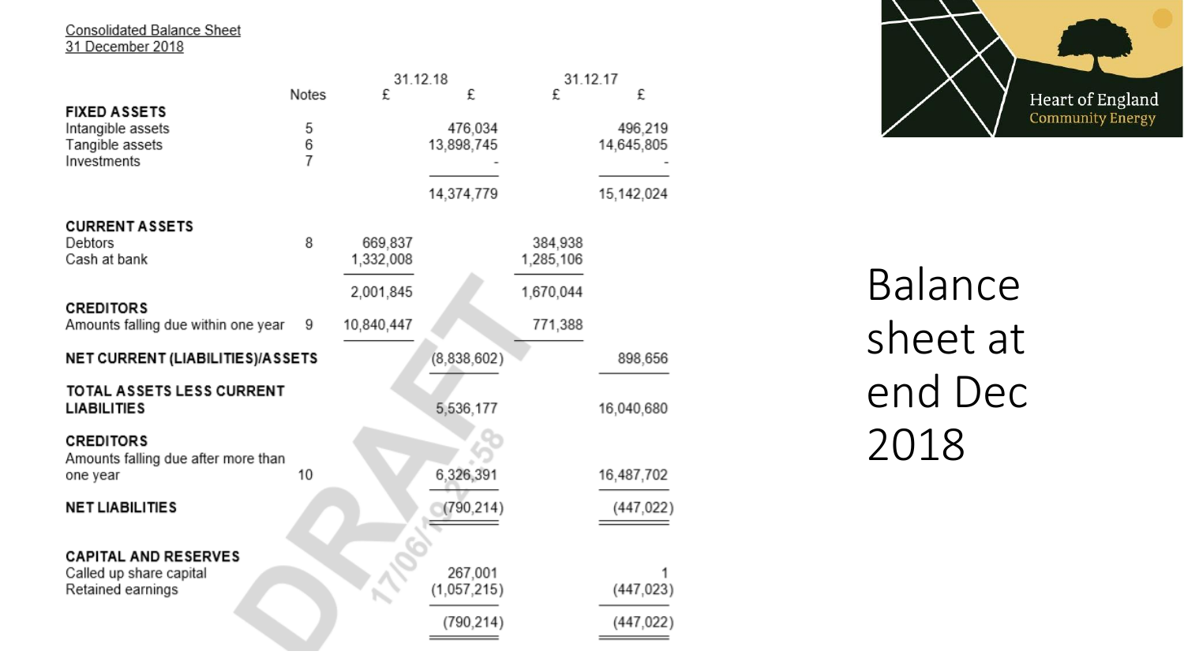# Balance sheet at end Dec 2018

Heart of England Community Energy

Consolidated Balance Sheet
31 December 2018

| | Notes | 31.12.18 £ | 31.12.18 £ | 31.12.17 £ | 31.12.17 £ |
|---|---|---|---|---|---|
| **FIXED ASSETS** | | | | | |
| Intangible assets | 5 | | 476,034 | | 496,219 |
| Tangible assets | 6 | | 13,898,745 | | 14,645,805 |
| Investments | 7 | | - | | - |
| | | | 14,374,779 | | 15,142,024 |
| **CURRENT ASSETS** | | | | | |
| Debtors | 8 | 669,837 | | 384,938 | |
| Cash at bank | | 1,332,008 | | 1,285,106 | |
| | | 2,001,845 | | 1,670,044 | |
| **CREDITORS** | | | | | |
| Amounts falling due within one year | 9 | 10,840,447 | | 771,388 | |
| **NET CURRENT (LIABILITIES)/ASSETS** | | | (8,838,602) | | 898,656 |
| **TOTAL ASSETS LESS CURRENT LIABILITIES** | | | 5,536,177 | | 16,040,680 |
| **CREDITORS** | | | | | |
| Amounts falling due after more than one year | 10 | | 6,326,391 | | 16,487,702 |
| **NET LIABILITIES** | | | (790,214) | | (447,022) |
| **CAPITAL AND RESERVES** | | | | | |
| Called up share capital | | | 267,001 | | 1 |
| Retained earnings | | | (1,057,215) | | (447,023) |
| | | | (790,214) | | (447,022) |

DRAFT 17/06/19 ...:58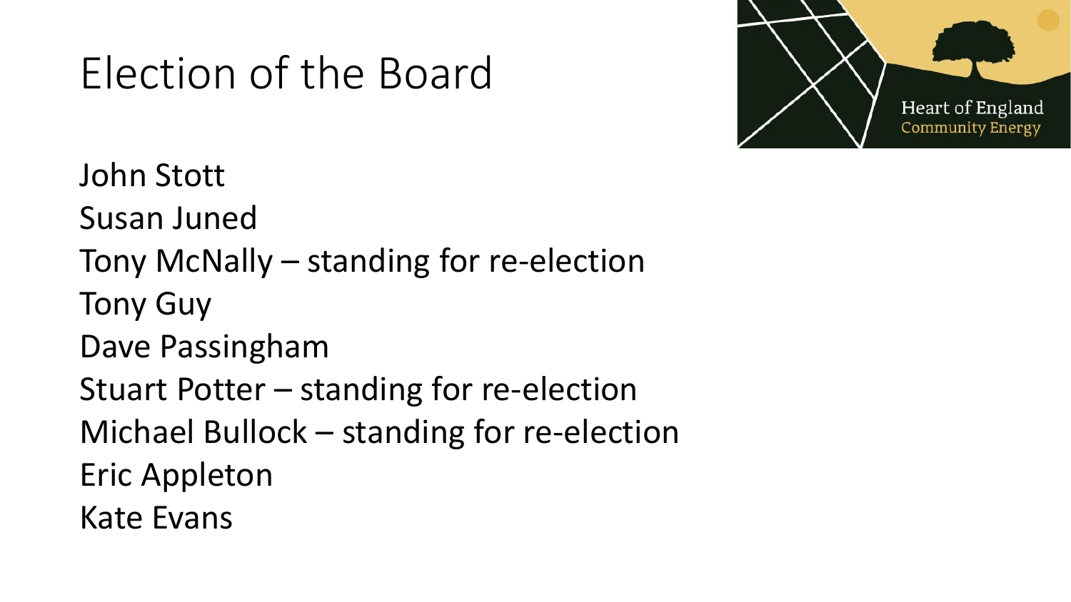# Election of the Board

Heart of England Community Energy

John Stott
Susan Juned
Tony McNally – standing for re-election
Tony Guy
Dave Passingham
Stuart Potter – standing for re-election
Michael Bullock – standing for re-election
Eric Appleton
Kate Evans